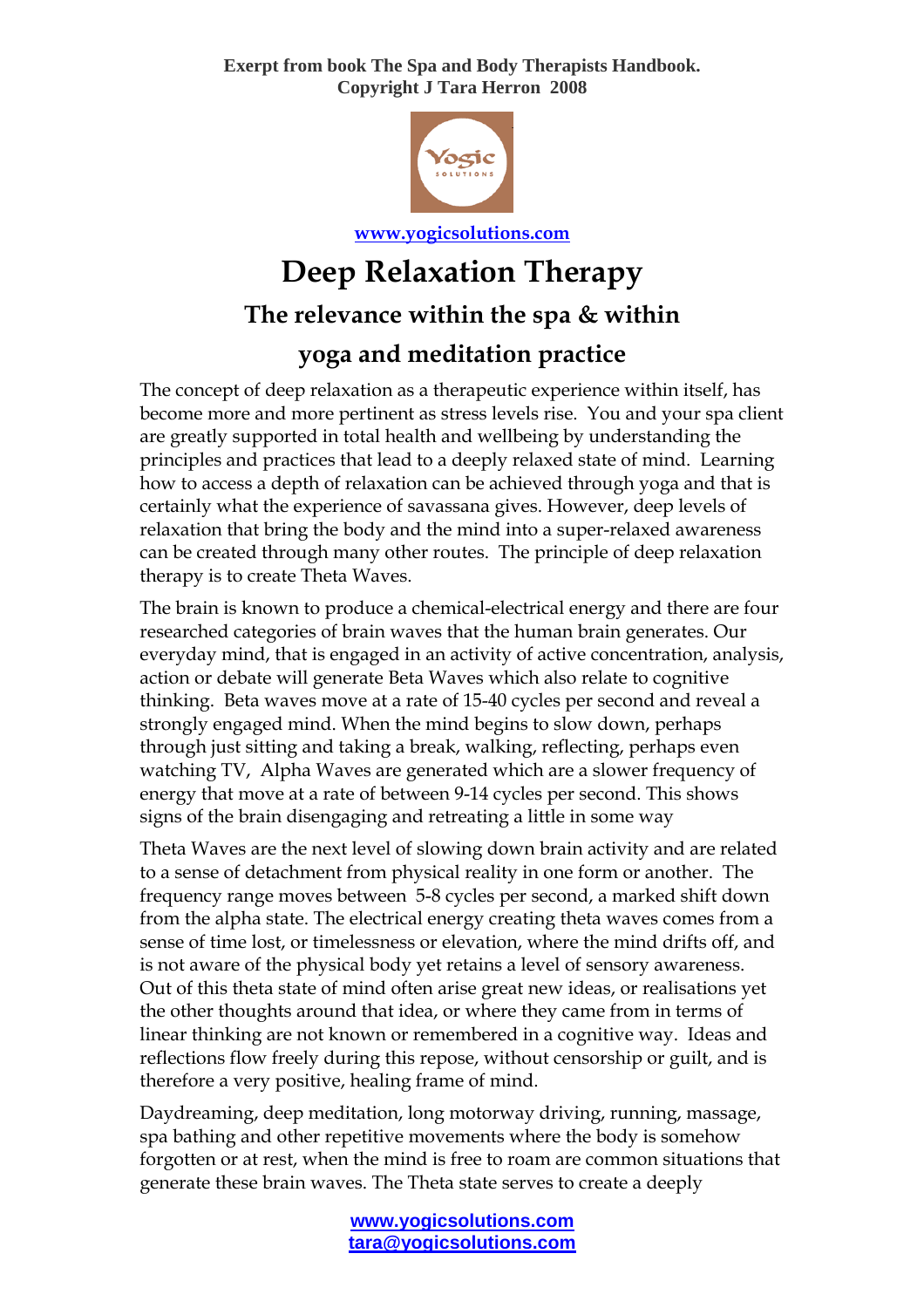**Exerpt from book The Spa and Body Therapists Handbook.**
**Copyright J Tara Herron 2008**

**www.yogicsolutions.com**

# Deep Relaxation Therapy

## The relevance within the spa & within yoga and meditation practice

The concept of deep relaxation as a therapeutic experience within itself, has become more and more pertinent as stress levels rise. You and your spa client are greatly supported in total health and wellbeing by understanding the principles and practices that lead to a deeply relaxed state of mind. Learning how to access a depth of relaxation can be achieved through yoga and that is certainly what the experience of savassana gives. However, deep levels of relaxation that bring the body and the mind into a super-relaxed awareness can be created through many other routes. The principle of deep relaxation therapy is to create Theta Waves.

The brain is known to produce a chemical-electrical energy and there are four researched categories of brain waves that the human brain generates. Our everyday mind, that is engaged in an activity of active concentration, analysis, action or debate will generate Beta Waves which also relate to cognitive thinking. Beta waves move at a rate of 15-40 cycles per second and reveal a strongly engaged mind. When the mind begins to slow down, perhaps through just sitting and taking a break, walking, reflecting, perhaps even watching TV, Alpha Waves are generated which are a slower frequency of energy that move at a rate of between 9-14 cycles per second. This shows signs of the brain disengaging and retreating a little in some way

Theta Waves are the next level of slowing down brain activity and are related to a sense of detachment from physical reality in one form or another. The frequency range moves between 5-8 cycles per second, a marked shift down from the alpha state. The electrical energy creating theta waves comes from a sense of time lost, or timelessness or elevation, where the mind drifts off, and is not aware of the physical body yet retains a level of sensory awareness. Out of this theta state of mind often arise great new ideas, or realisations yet the other thoughts around that idea, or where they came from in terms of linear thinking are not known or remembered in a cognitive way. Ideas and reflections flow freely during this repose, without censorship or guilt, and is therefore a very positive, healing frame of mind.

Daydreaming, deep meditation, long motorway driving, running, massage, spa bathing and other repetitive movements where the body is somehow forgotten or at rest, when the mind is free to roam are common situations that generate these brain waves. The Theta state serves to create a deeply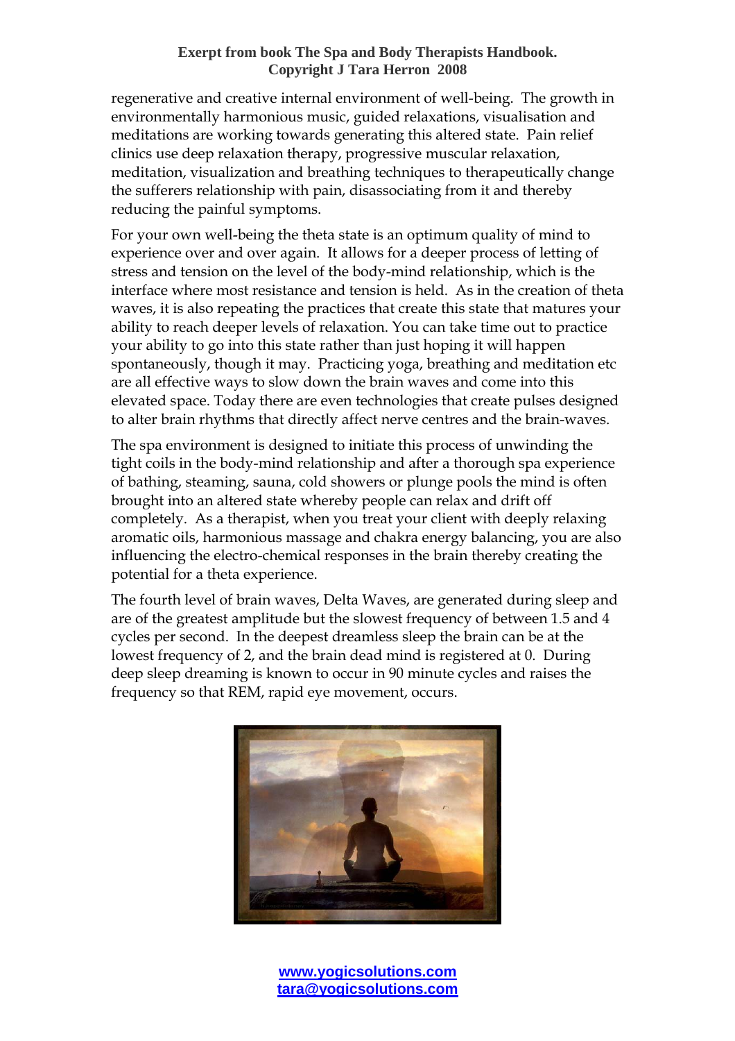regenerative and creative internal environment of well-being. The growth in environmentally harmonious music, guided relaxations, visualisation and meditations are working towards generating this altered state. Pain relief clinics use deep relaxation therapy, progressive muscular relaxation, meditation, visualization and breathing techniques to therapeutically change the sufferers relationship with pain, disassociating from it and thereby reducing the painful symptoms.

For your own well-being the theta state is an optimum quality of mind to experience over and over again. It allows for a deeper process of letting of stress and tension on the level of the body-mind relationship, which is the interface where most resistance and tension is held. As in the creation of theta waves, it is also repeating the practices that create this state that matures your ability to reach deeper levels of relaxation. You can take time out to practice your ability to go into this state rather than just hoping it will happen spontaneously, though it may. Practicing yoga, breathing and meditation etc are all effective ways to slow down the brain waves and come into this elevated space. Today there are even technologies that create pulses designed to alter brain rhythms that directly affect nerve centres and the brain-waves.

The spa environment is designed to initiate this process of unwinding the tight coils in the body-mind relationship and after a thorough spa experience of bathing, steaming, sauna, cold showers or plunge pools the mind is often brought into an altered state whereby people can relax and drift off completely. As a therapist, when you treat your client with deeply relaxing aromatic oils, harmonious massage and chakra energy balancing, you are also influencing the electro-chemical responses in the brain thereby creating the potential for a theta experience.

The fourth level of brain waves, Delta Waves, are generated during sleep and are of the greatest amplitude but the slowest frequency of between 1.5 and 4 cycles per second. In the deepest dreamless sleep the brain can be at the lowest frequency of 2, and the brain dead mind is registered at 0. During deep sleep dreaming is known to occur in 90 minute cycles and raises the frequency so that REM, rapid eye movement, occurs.

[www.yogicsolutions.com](http://www.yogicsolutions.com)
[tara@yogicsolutions.com](mailto:tara@yogicsolutions.com)